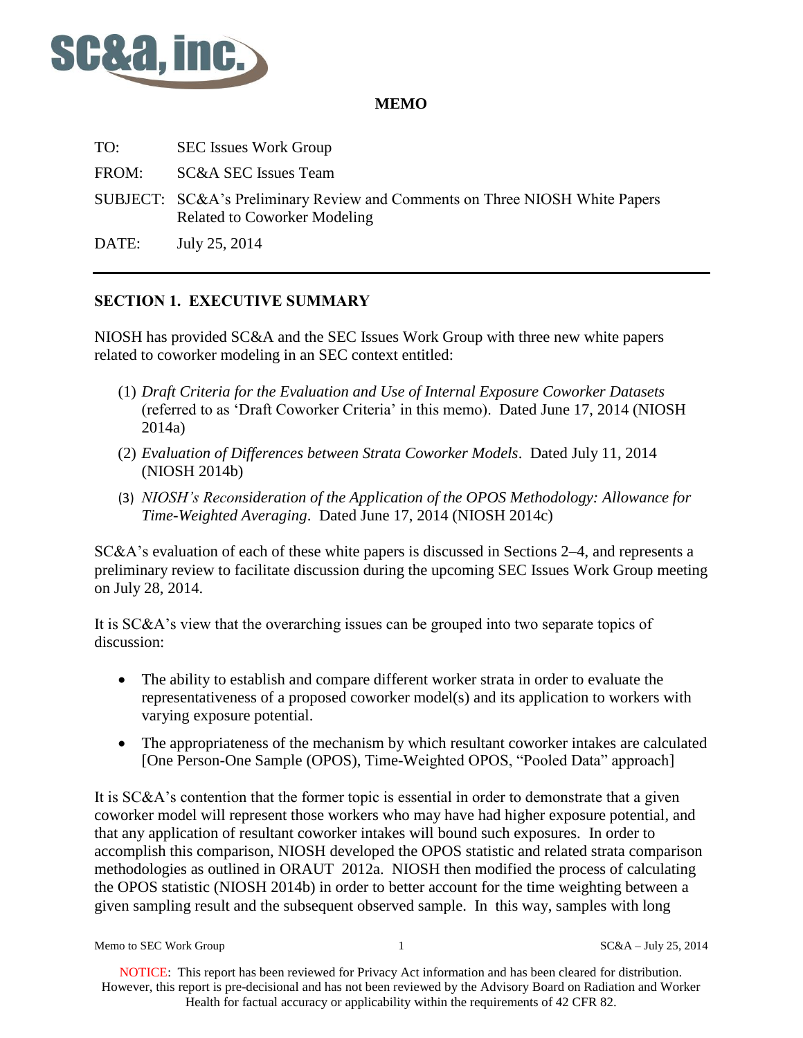**MEMO**

TO: SEC Issues Work Group

FROM: SC&A SEC Issues Team

SUBJECT: SC&A's Preliminary Review and Comments on Three NIOSH White Papers Related to Coworker Modeling

DATE: July 25, 2014

## SECTION 1. EXECUTIVE SUMMARY

NIOSH has provided SC&A and the SEC Issues Work Group with three new white papers related to coworker modeling in an SEC context entitled:

(1) *Draft Criteria for the Evaluation and Use of Internal Exposure Coworker Datasets* (referred to as 'Draft Coworker Criteria' in this memo). Dated June 17, 2014 (NIOSH 2014a)

(2) *Evaluation of Differences between Strata Coworker Models*. Dated July 11, 2014 (NIOSH 2014b)

(3) *NIOSH's Reconsideration of the Application of the OPOS Methodology: Allowance for Time-Weighted Averaging*. Dated June 17, 2014 (NIOSH 2014c)

SC&A's evaluation of each of these white papers is discussed in Sections 2–4, and represents a preliminary review to facilitate discussion during the upcoming SEC Issues Work Group meeting on July 28, 2014.

It is SC&A's view that the overarching issues can be grouped into two separate topics of discussion:

- The ability to establish and compare different worker strata in order to evaluate the representativeness of a proposed coworker model(s) and its application to workers with varying exposure potential.
- The appropriateness of the mechanism by which resultant coworker intakes are calculated [One Person-One Sample (OPOS), Time-Weighted OPOS, "Pooled Data" approach]

It is SC&A's contention that the former topic is essential in order to demonstrate that a given coworker model will represent those workers who may have had higher exposure potential, and that any application of resultant coworker intakes will bound such exposures. In order to accomplish this comparison, NIOSH developed the OPOS statistic and related strata comparison methodologies as outlined in ORAUT 2012a. NIOSH then modified the process of calculating the OPOS statistic (NIOSH 2014b) in order to better account for the time weighting between a given sampling result and the subsequent observed sample. In this way, samples with long

NOTICE: This report has been reviewed for Privacy Act information and has been cleared for distribution. However, this report is pre-decisional and has not been reviewed by the Advisory Board on Radiation and Worker Health for factual accuracy or applicability within the requirements of 42 CFR 82.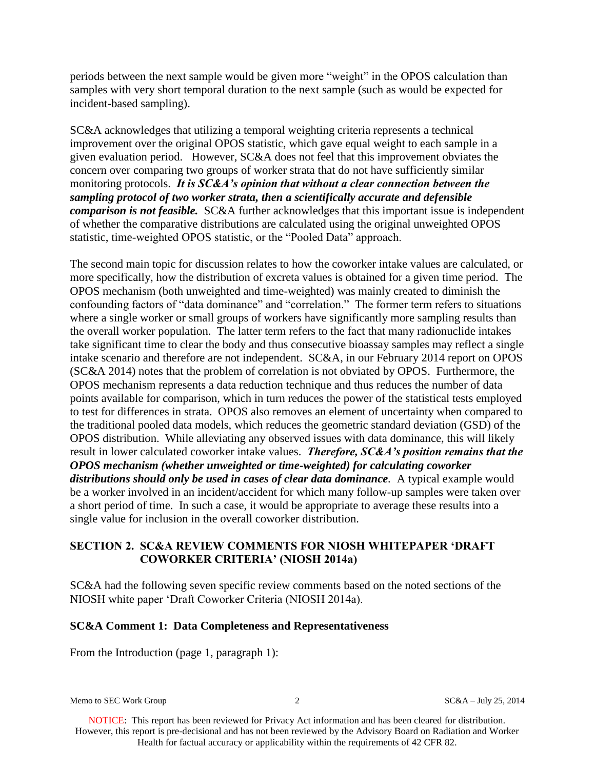periods between the next sample would be given more "weight" in the OPOS calculation than samples with very short temporal duration to the next sample (such as would be expected for incident-based sampling).

SC&A acknowledges that utilizing a temporal weighting criteria represents a technical improvement over the original OPOS statistic, which gave equal weight to each sample in a given evaluation period. However, SC&A does not feel that this improvement obviates the concern over comparing two groups of worker strata that do not have sufficiently similar monitoring protocols. ***It is SC&A's opinion that without a clear connection between the sampling protocol of two worker strata, then a scientifically accurate and defensible comparison is not feasible.*** SC&A further acknowledges that this important issue is independent of whether the comparative distributions are calculated using the original unweighted OPOS statistic, time-weighted OPOS statistic, or the "Pooled Data" approach.

The second main topic for discussion relates to how the coworker intake values are calculated, or more specifically, how the distribution of excreta values is obtained for a given time period. The OPOS mechanism (both unweighted and time-weighted) was mainly created to diminish the confounding factors of "data dominance" and "correlation." The former term refers to situations where a single worker or small groups of workers have significantly more sampling results than the overall worker population. The latter term refers to the fact that many radionuclide intakes take significant time to clear the body and thus consecutive bioassay samples may reflect a single intake scenario and therefore are not independent. SC&A, in our February 2014 report on OPOS (SC&A 2014) notes that the problem of correlation is not obviated by OPOS. Furthermore, the OPOS mechanism represents a data reduction technique and thus reduces the number of data points available for comparison, which in turn reduces the power of the statistical tests employed to test for differences in strata. OPOS also removes an element of uncertainty when compared to the traditional pooled data models, which reduces the geometric standard deviation (GSD) of the OPOS distribution. While alleviating any observed issues with data dominance, this will likely result in lower calculated coworker intake values. ***Therefore, SC&A's position remains that the OPOS mechanism (whether unweighted or time-weighted) for calculating coworker distributions should only be used in cases of clear data dominance***. A typical example would be a worker involved in an incident/accident for which many follow-up samples were taken over a short period of time. In such a case, it would be appropriate to average these results into a single value for inclusion in the overall coworker distribution.

## SECTION 2. SC&A REVIEW COMMENTS FOR NIOSH WHITEPAPER 'DRAFT COWORKER CRITERIA' (NIOSH 2014a)

SC&A had the following seven specific review comments based on the noted sections of the NIOSH white paper 'Draft Coworker Criteria (NIOSH 2014a).

### SC&A Comment 1: Data Completeness and Representativeness

From the Introduction (page 1, paragraph 1):

NOTICE: This report has been reviewed for Privacy Act information and has been cleared for distribution. However, this report is pre-decisional and has not been reviewed by the Advisory Board on Radiation and Worker Health for factual accuracy or applicability within the requirements of 42 CFR 82.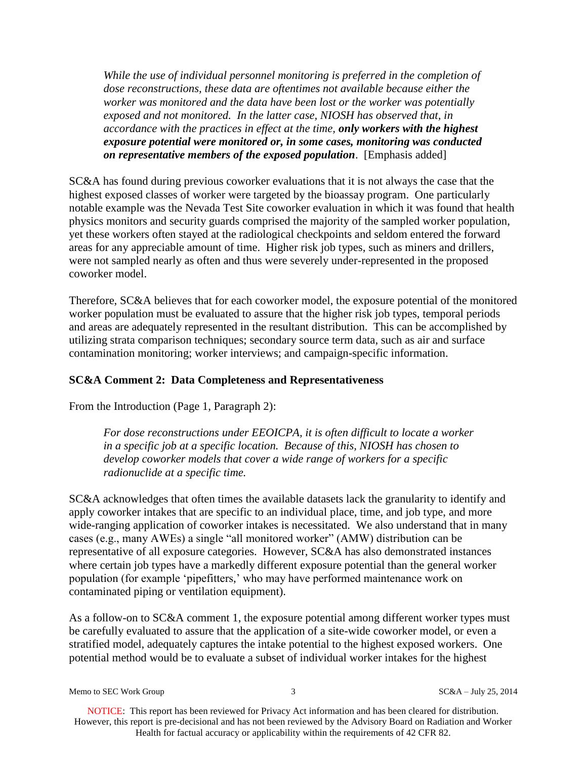> *While the use of individual personnel monitoring is preferred in the completion of dose reconstructions, these data are oftentimes not available because either the worker was monitored and the data have been lost or the worker was potentially exposed and not monitored. In the latter case, NIOSH has observed that, in accordance with the practices in effect at the time, **only workers with the highest exposure potential were monitored or, in some cases, monitoring was conducted on representative members of the exposed population**.* [Emphasis added]

SC&A has found during previous coworker evaluations that it is not always the case that the highest exposed classes of worker were targeted by the bioassay program. One particularly notable example was the Nevada Test Site coworker evaluation in which it was found that health physics monitors and security guards comprised the majority of the sampled worker population, yet these workers often stayed at the radiological checkpoints and seldom entered the forward areas for any appreciable amount of time. Higher risk job types, such as miners and drillers, were not sampled nearly as often and thus were severely under-represented in the proposed coworker model.

Therefore, SC&A believes that for each coworker model, the exposure potential of the monitored worker population must be evaluated to assure that the higher risk job types, temporal periods and areas are adequately represented in the resultant distribution. This can be accomplished by utilizing strata comparison techniques; secondary source term data, such as air and surface contamination monitoring; worker interviews; and campaign-specific information.

**SC&A Comment 2: Data Completeness and Representativeness**

From the Introduction (Page 1, Paragraph 2):

> *For dose reconstructions under EEOICPA, it is often difficult to locate a worker in a specific job at a specific location. Because of this, NIOSH has chosen to develop coworker models that cover a wide range of workers for a specific radionuclide at a specific time.*

SC&A acknowledges that often times the available datasets lack the granularity to identify and apply coworker intakes that are specific to an individual place, time, and job type, and more wide-ranging application of coworker intakes is necessitated. We also understand that in many cases (e.g., many AWEs) a single "all monitored worker" (AMW) distribution can be representative of all exposure categories. However, SC&A has also demonstrated instances where certain job types have a markedly different exposure potential than the general worker population (for example 'pipefitters,' who may have performed maintenance work on contaminated piping or ventilation equipment).

As a follow-on to SC&A comment 1, the exposure potential among different worker types must be carefully evaluated to assure that the application of a site-wide coworker model, or even a stratified model, adequately captures the intake potential to the highest exposed workers. One potential method would be to evaluate a subset of individual worker intakes for the highest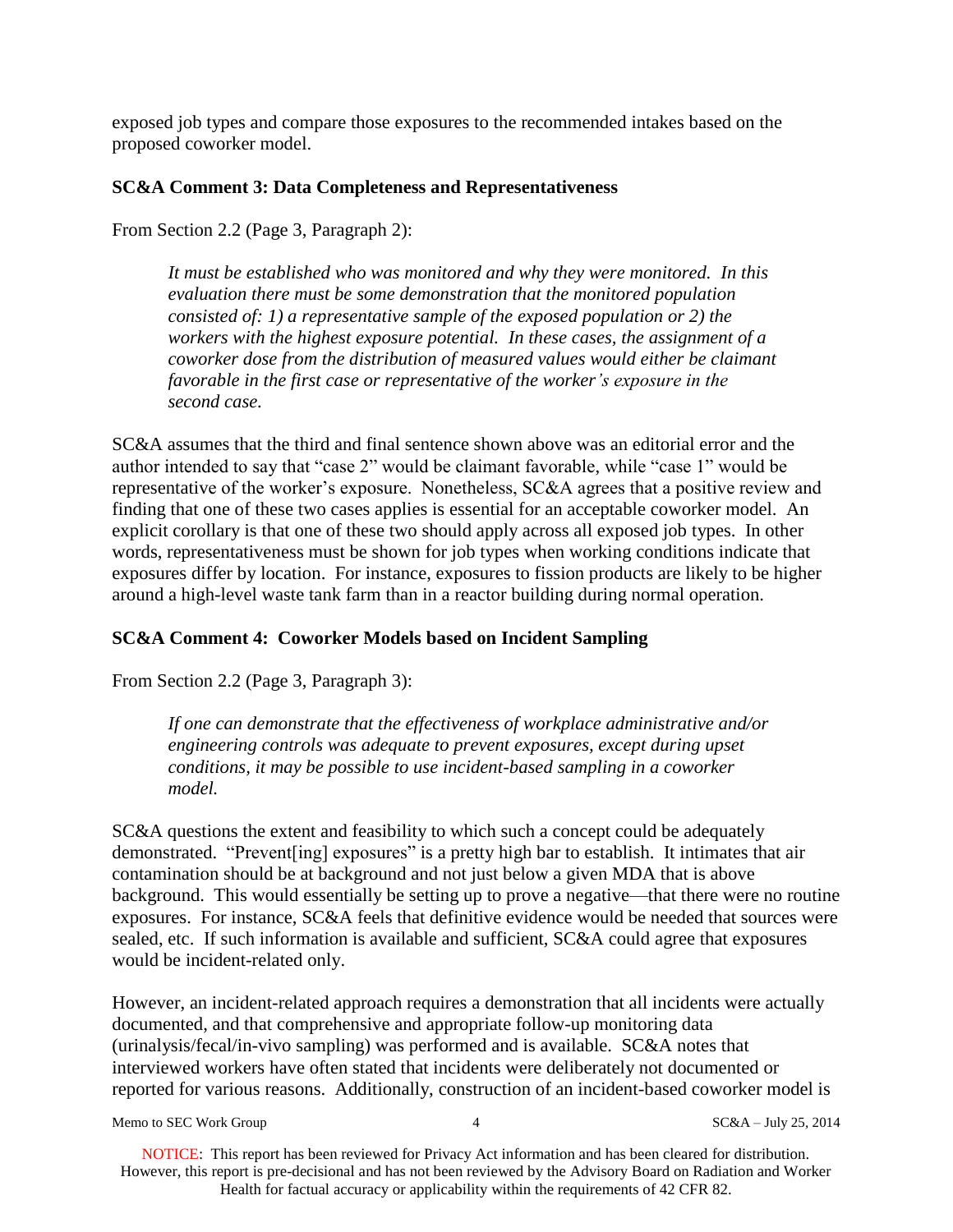exposed job types and compare those exposures to the recommended intakes based on the proposed coworker model.

**SC&A Comment 3: Data Completeness and Representativeness**

From Section 2.2 (Page 3, Paragraph 2):

> *It must be established who was monitored and why they were monitored. In this evaluation there must be some demonstration that the monitored population consisted of: 1) a representative sample of the exposed population or 2) the workers with the highest exposure potential. In these cases, the assignment of a coworker dose from the distribution of measured values would either be claimant favorable in the first case or representative of the worker's exposure in the second case.*

SC&A assumes that the third and final sentence shown above was an editorial error and the author intended to say that "case 2" would be claimant favorable, while "case 1" would be representative of the worker's exposure. Nonetheless, SC&A agrees that a positive review and finding that one of these two cases applies is essential for an acceptable coworker model. An explicit corollary is that one of these two should apply across all exposed job types. In other words, representativeness must be shown for job types when working conditions indicate that exposures differ by location. For instance, exposures to fission products are likely to be higher around a high-level waste tank farm than in a reactor building during normal operation.

**SC&A Comment 4: Coworker Models based on Incident Sampling**

From Section 2.2 (Page 3, Paragraph 3):

> *If one can demonstrate that the effectiveness of workplace administrative and/or engineering controls was adequate to prevent exposures, except during upset conditions, it may be possible to use incident-based sampling in a coworker model.*

SC&A questions the extent and feasibility to which such a concept could be adequately demonstrated. "Prevent[ing] exposures" is a pretty high bar to establish. It intimates that air contamination should be at background and not just below a given MDA that is above background. This would essentially be setting up to prove a negative—that there were no routine exposures. For instance, SC&A feels that definitive evidence would be needed that sources were sealed, etc. If such information is available and sufficient, SC&A could agree that exposures would be incident-related only.

However, an incident-related approach requires a demonstration that all incidents were actually documented, and that comprehensive and appropriate follow-up monitoring data (urinalysis/fecal/in-vivo sampling) was performed and is available. SC&A notes that interviewed workers have often stated that incidents were deliberately not documented or reported for various reasons. Additionally, construction of an incident-based coworker model is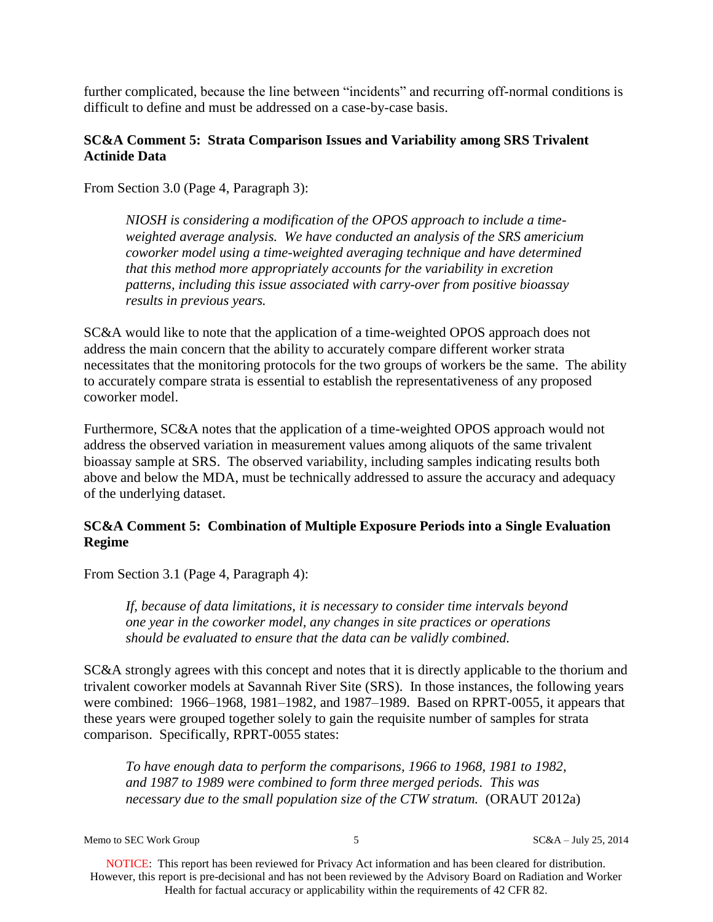further complicated, because the line between "incidents" and recurring off-normal conditions is difficult to define and must be addressed on a case-by-case basis.

**SC&A Comment 5: Strata Comparison Issues and Variability among SRS Trivalent Actinide Data**

From Section 3.0 (Page 4, Paragraph 3):

> *NIOSH is considering a modification of the OPOS approach to include a time-weighted average analysis. We have conducted an analysis of the SRS americium coworker model using a time-weighted averaging technique and have determined that this method more appropriately accounts for the variability in excretion patterns, including this issue associated with carry-over from positive bioassay results in previous years.*

SC&A would like to note that the application of a time-weighted OPOS approach does not address the main concern that the ability to accurately compare different worker strata necessitates that the monitoring protocols for the two groups of workers be the same. The ability to accurately compare strata is essential to establish the representativeness of any proposed coworker model.

Furthermore, SC&A notes that the application of a time-weighted OPOS approach would not address the observed variation in measurement values among aliquots of the same trivalent bioassay sample at SRS. The observed variability, including samples indicating results both above and below the MDA, must be technically addressed to assure the accuracy and adequacy of the underlying dataset.

**SC&A Comment 5: Combination of Multiple Exposure Periods into a Single Evaluation Regime**

From Section 3.1 (Page 4, Paragraph 4):

> *If, because of data limitations, it is necessary to consider time intervals beyond one year in the coworker model, any changes in site practices or operations should be evaluated to ensure that the data can be validly combined.*

SC&A strongly agrees with this concept and notes that it is directly applicable to the thorium and trivalent coworker models at Savannah River Site (SRS). In those instances, the following years were combined: 1966–1968, 1981–1982, and 1987–1989. Based on RPRT-0055, it appears that these years were grouped together solely to gain the requisite number of samples for strata comparison. Specifically, RPRT-0055 states:

> *To have enough data to perform the comparisons, 1966 to 1968, 1981 to 1982, and 1987 to 1989 were combined to form three merged periods. This was necessary due to the small population size of the CTW stratum.* (ORAUT 2012a)

NOTICE: This report has been reviewed for Privacy Act information and has been cleared for distribution. However, this report is pre-decisional and has not been reviewed by the Advisory Board on Radiation and Worker Health for factual accuracy or applicability within the requirements of 42 CFR 82.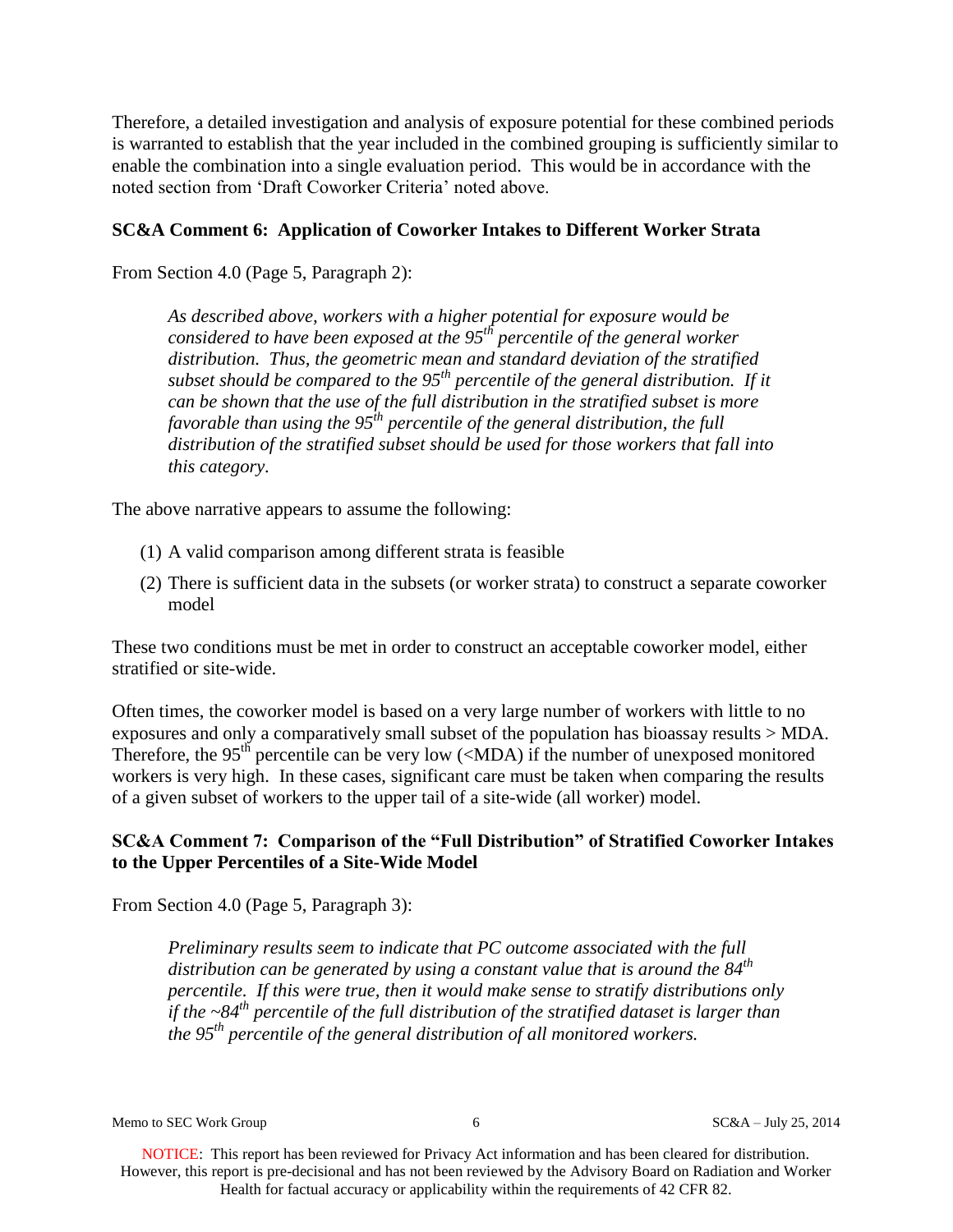Therefore, a detailed investigation and analysis of exposure potential for these combined periods is warranted to establish that the year included in the combined grouping is sufficiently similar to enable the combination into a single evaluation period. This would be in accordance with the noted section from 'Draft Coworker Criteria' noted above.

**SC&A Comment 6: Application of Coworker Intakes to Different Worker Strata**

From Section 4.0 (Page 5, Paragraph 2):

> *As described above, workers with a higher potential for exposure would be considered to have been exposed at the 95th percentile of the general worker distribution. Thus, the geometric mean and standard deviation of the stratified subset should be compared to the 95th percentile of the general distribution. If it can be shown that the use of the full distribution in the stratified subset is more favorable than using the 95th percentile of the general distribution, the full distribution of the stratified subset should be used for those workers that fall into this category.*

The above narrative appears to assume the following:

(1) A valid comparison among different strata is feasible

(2) There is sufficient data in the subsets (or worker strata) to construct a separate coworker model

These two conditions must be met in order to construct an acceptable coworker model, either stratified or site-wide.

Often times, the coworker model is based on a very large number of workers with little to no exposures and only a comparatively small subset of the population has bioassay results > MDA. Therefore, the 95th percentile can be very low (<MDA) if the number of unexposed monitored workers is very high. In these cases, significant care must be taken when comparing the results of a given subset of workers to the upper tail of a site-wide (all worker) model.

**SC&A Comment 7: Comparison of the "Full Distribution" of Stratified Coworker Intakes to the Upper Percentiles of a Site-Wide Model**

From Section 4.0 (Page 5, Paragraph 3):

> *Preliminary results seem to indicate that PC outcome associated with the full distribution can be generated by using a constant value that is around the 84th percentile. If this were true, then it would make sense to stratify distributions only if the ~84th percentile of the full distribution of the stratified dataset is larger than the 95th percentile of the general distribution of all monitored workers.*

NOTICE: This report has been reviewed for Privacy Act information and has been cleared for distribution. However, this report is pre-decisional and has not been reviewed by the Advisory Board on Radiation and Worker Health for factual accuracy or applicability within the requirements of 42 CFR 82.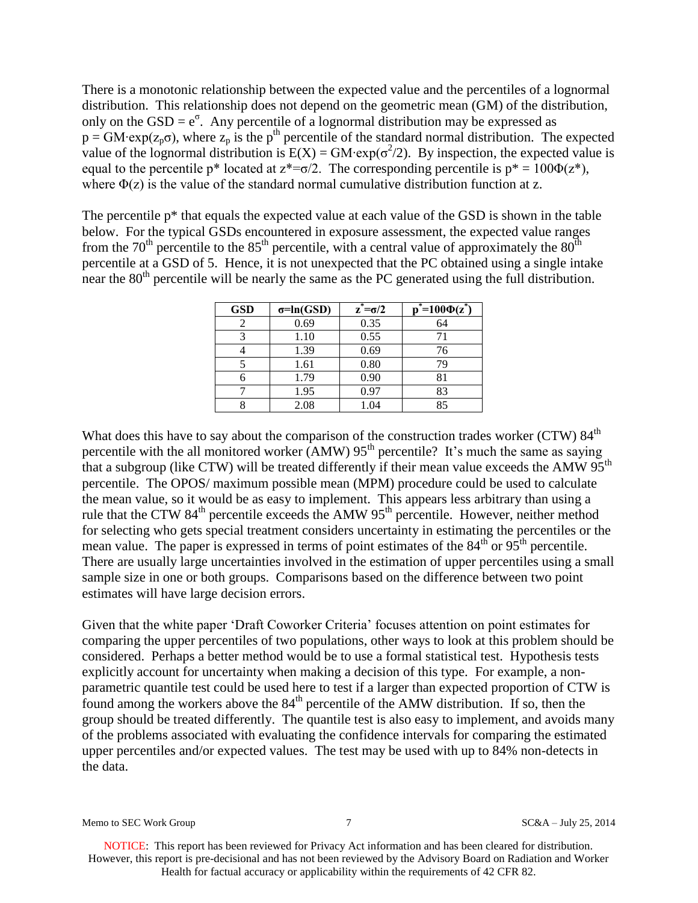There is a monotonic relationship between the expected value and the percentiles of a lognormal distribution. This relationship does not depend on the geometric mean (GM) of the distribution, only on the $GSD = e^{\sigma}$. Any percentile of a lognormal distribution may be expressed as $p = GM \cdot \exp(z_p \sigma)$, where $z_p$ is the $p^{th}$ percentile of the standard normal distribution. The expected value of the lognormal distribution is $E(X) = GM \cdot \exp(\sigma^2/2)$. By inspection, the expected value is equal to the percentile p* located at $z^* = \sigma/2$. The corresponding percentile is $p^* = 100\Phi(z^*)$, where $\Phi(z)$ is the value of the standard normal cumulative distribution function at z.

The percentile p* that equals the expected value at each value of the GSD is shown in the table below. For the typical GSDs encountered in exposure assessment, the expected value ranges from the 70th percentile to the 85th percentile, with a central value of approximately the 80th percentile at a GSD of 5. Hence, it is not unexpected that the PC obtained using a single intake near the 80th percentile will be nearly the same as the PC generated using the full distribution.

| GSD | $\sigma$=ln(GSD) | $z^*=\sigma/2$ | $p^*=100\Phi(z^*)$ |
|---|---|---|---|
| 2 | 0.69 | 0.35 | 64 |
| 3 | 1.10 | 0.55 | 71 |
| 4 | 1.39 | 0.69 | 76 |
| 5 | 1.61 | 0.80 | 79 |
| 6 | 1.79 | 0.90 | 81 |
| 7 | 1.95 | 0.97 | 83 |
| 8 | 2.08 | 1.04 | 85 |

What does this have to say about the comparison of the construction trades worker (CTW) 84th percentile with the all monitored worker (AMW) 95th percentile? It's much the same as saying that a subgroup (like CTW) will be treated differently if their mean value exceeds the AMW 95th percentile. The OPOS/ maximum possible mean (MPM) procedure could be used to calculate the mean value, so it would be as easy to implement. This appears less arbitrary than using a rule that the CTW 84th percentile exceeds the AMW 95th percentile. However, neither method for selecting who gets special treatment considers uncertainty in estimating the percentiles or the mean value. The paper is expressed in terms of point estimates of the 84th or 95th percentile. There are usually large uncertainties involved in the estimation of upper percentiles using a small sample size in one or both groups. Comparisons based on the difference between two point estimates will have large decision errors.

Given that the white paper 'Draft Coworker Criteria' focuses attention on point estimates for comparing the upper percentiles of two populations, other ways to look at this problem should be considered. Perhaps a better method would be to use a formal statistical test. Hypothesis tests explicitly account for uncertainty when making a decision of this type. For example, a non-parametric quantile test could be used here to test if a larger than expected proportion of CTW is found among the workers above the 84th percentile of the AMW distribution. If so, then the group should be treated differently. The quantile test is also easy to implement, and avoids many of the problems associated with evaluating the confidence intervals for comparing the estimated upper percentiles and/or expected values. The test may be used with up to 84% non-detects in the data.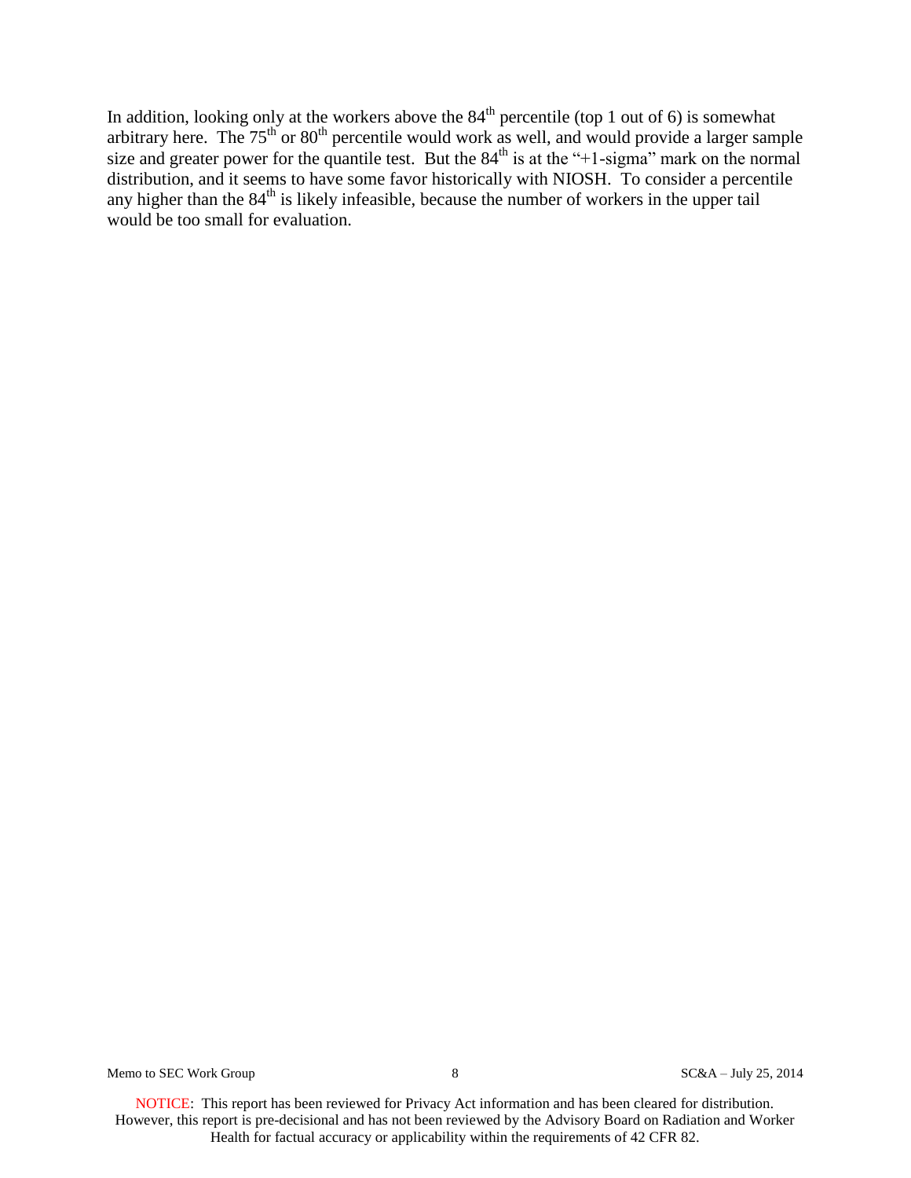In addition, looking only at the workers above the $84^{th}$ percentile (top 1 out of 6) is somewhat arbitrary here. The $75^{th}$ or $80^{th}$ percentile would work as well, and would provide a larger sample size and greater power for the quantile test. But the $84^{th}$ is at the "+1-sigma" mark on the normal distribution, and it seems to have some favor historically with NIOSH. To consider a percentile any higher than the $84^{th}$ is likely infeasible, because the number of workers in the upper tail would be too small for evaluation.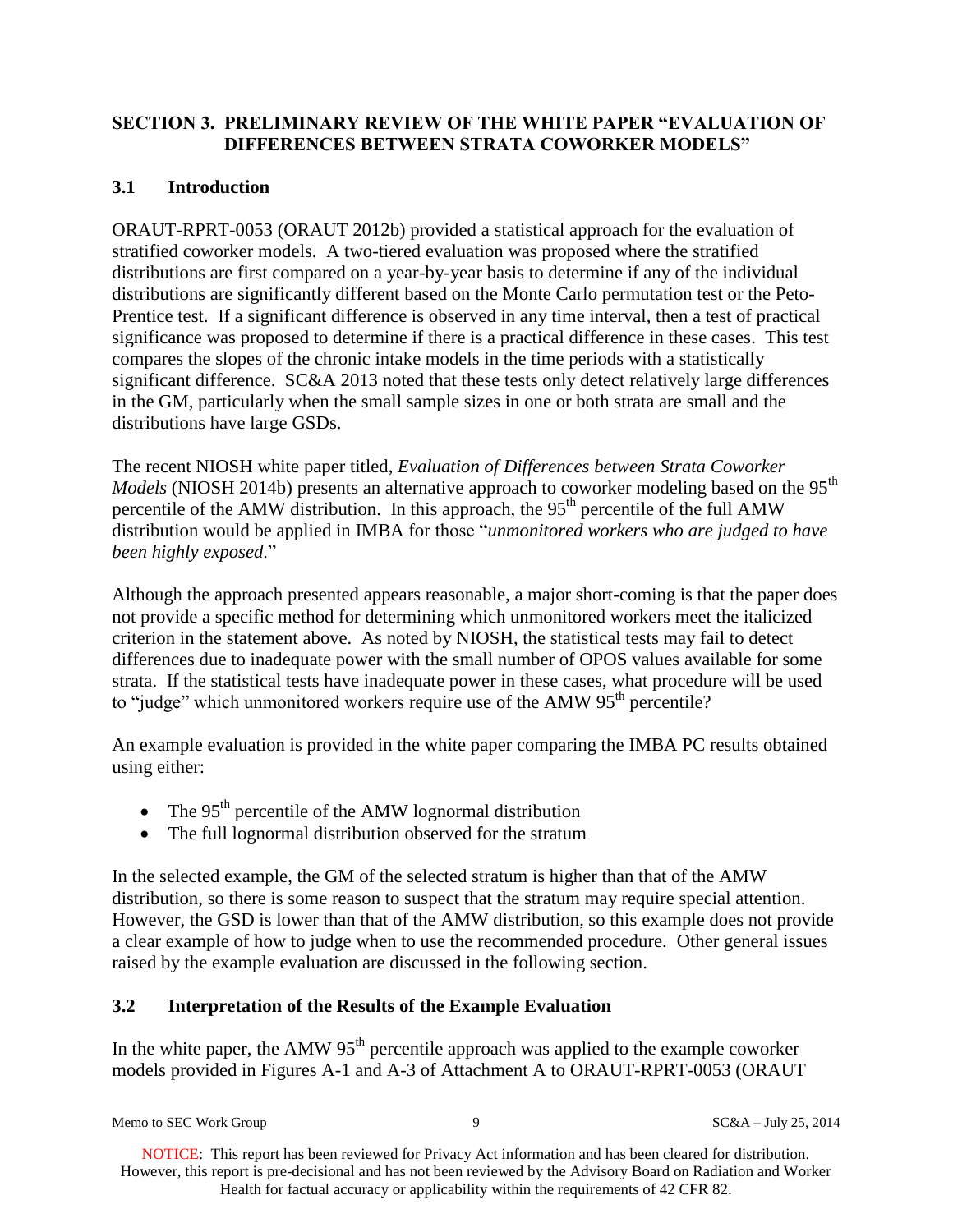## SECTION 3. PRELIMINARY REVIEW OF THE WHITE PAPER "EVALUATION OF DIFFERENCES BETWEEN STRATA COWORKER MODELS"

### 3.1 Introduction

ORAUT-RPRT-0053 (ORAUT 2012b) provided a statistical approach for the evaluation of stratified coworker models. A two-tiered evaluation was proposed where the stratified distributions are first compared on a year-by-year basis to determine if any of the individual distributions are significantly different based on the Monte Carlo permutation test or the Peto-Prentice test. If a significant difference is observed in any time interval, then a test of practical significance was proposed to determine if there is a practical difference in these cases. This test compares the slopes of the chronic intake models in the time periods with a statistically significant difference. SC&A 2013 noted that these tests only detect relatively large differences in the GM, particularly when the small sample sizes in one or both strata are small and the distributions have large GSDs.

The recent NIOSH white paper titled, *Evaluation of Differences between Strata Coworker Models* (NIOSH 2014b) presents an alternative approach to coworker modeling based on the 95th percentile of the AMW distribution. In this approach, the 95th percentile of the full AMW distribution would be applied in IMBA for those "*unmonitored workers who are judged to have been highly exposed*."

Although the approach presented appears reasonable, a major short-coming is that the paper does not provide a specific method for determining which unmonitored workers meet the italicized criterion in the statement above. As noted by NIOSH, the statistical tests may fail to detect differences due to inadequate power with the small number of OPOS values available for some strata. If the statistical tests have inadequate power in these cases, what procedure will be used to "judge" which unmonitored workers require use of the AMW 95th percentile?

An example evaluation is provided in the white paper comparing the IMBA PC results obtained using either:

- The 95th percentile of the AMW lognormal distribution
- The full lognormal distribution observed for the stratum

In the selected example, the GM of the selected stratum is higher than that of the AMW distribution, so there is some reason to suspect that the stratum may require special attention. However, the GSD is lower than that of the AMW distribution, so this example does not provide a clear example of how to judge when to use the recommended procedure. Other general issues raised by the example evaluation are discussed in the following section.

### 3.2 Interpretation of the Results of the Example Evaluation

In the white paper, the AMW 95th percentile approach was applied to the example coworker models provided in Figures A-1 and A-3 of Attachment A to ORAUT-RPRT-0053 (ORAUT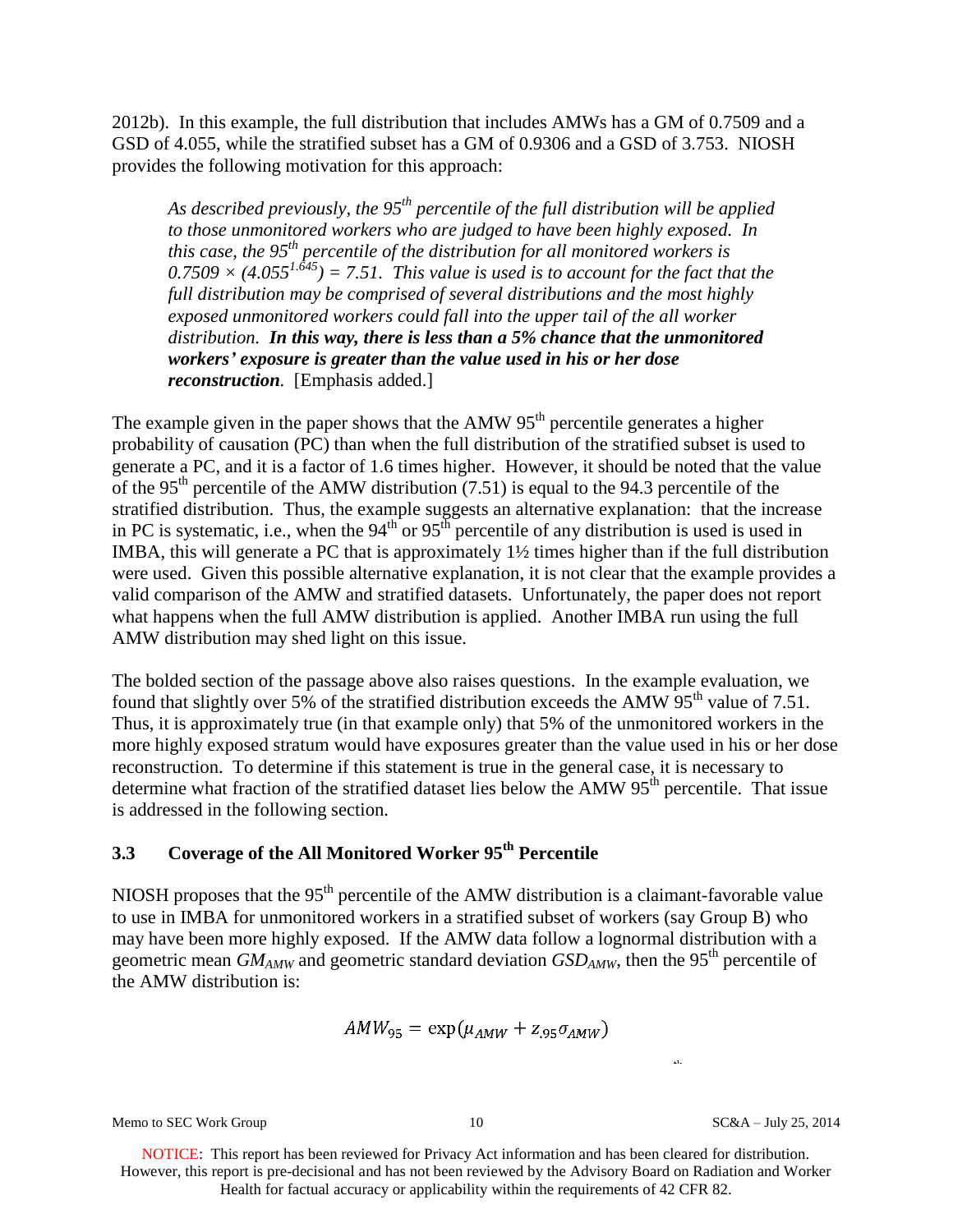2012b). In this example, the full distribution that includes AMWs has a GM of 0.7509 and a GSD of 4.055, while the stratified subset has a GM of 0.9306 and a GSD of 3.753. NIOSH provides the following motivation for this approach:

> *As described previously, the 95th percentile of the full distribution will be applied to those unmonitored workers who are judged to have been highly exposed. In this case, the 95th percentile of the distribution for all monitored workers is 0.7509 × (4.055$^{1.645}$) = 7.51. This value is used is to account for the fact that the full distribution may be comprised of several distributions and the most highly exposed unmonitored workers could fall into the upper tail of the all worker distribution.* ***In this way, there is less than a 5% chance that the unmonitored workers' exposure is greater than the value used in his or her dose reconstruction****.* [Emphasis added.]

The example given in the paper shows that the AMW 95th percentile generates a higher probability of causation (PC) than when the full distribution of the stratified subset is used to generate a PC, and it is a factor of 1.6 times higher. However, it should be noted that the value of the 95th percentile of the AMW distribution (7.51) is equal to the 94.3 percentile of the stratified distribution. Thus, the example suggests an alternative explanation: that the increase in PC is systematic, i.e., when the 94th or 95th percentile of any distribution is used is used in IMBA, this will generate a PC that is approximately 1½ times higher than if the full distribution were used. Given this possible alternative explanation, it is not clear that the example provides a valid comparison of the AMW and stratified datasets. Unfortunately, the paper does not report what happens when the full AMW distribution is applied. Another IMBA run using the full AMW distribution may shed light on this issue.

The bolded section of the passage above also raises questions. In the example evaluation, we found that slightly over 5% of the stratified distribution exceeds the AMW 95th value of 7.51. Thus, it is approximately true (in that example only) that 5% of the unmonitored workers in the more highly exposed stratum would have exposures greater than the value used in his or her dose reconstruction. To determine if this statement is true in the general case, it is necessary to determine what fraction of the stratified dataset lies below the AMW 95th percentile. That issue is addressed in the following section.

### 3.3 Coverage of the All Monitored Worker 95th Percentile

NIOSH proposes that the 95th percentile of the AMW distribution is a claimant-favorable value to use in IMBA for unmonitored workers in a stratified subset of workers (say Group B) who may have been more highly exposed. If the AMW data follow a lognormal distribution with a geometric mean $GM_{AMW}$ and geometric standard deviation $GSD_{AMW}$, then the 95th percentile of the AMW distribution is:

$$AMW_{95} = \exp(\mu_{AMW} + z_{.95}\sigma_{AMW})$$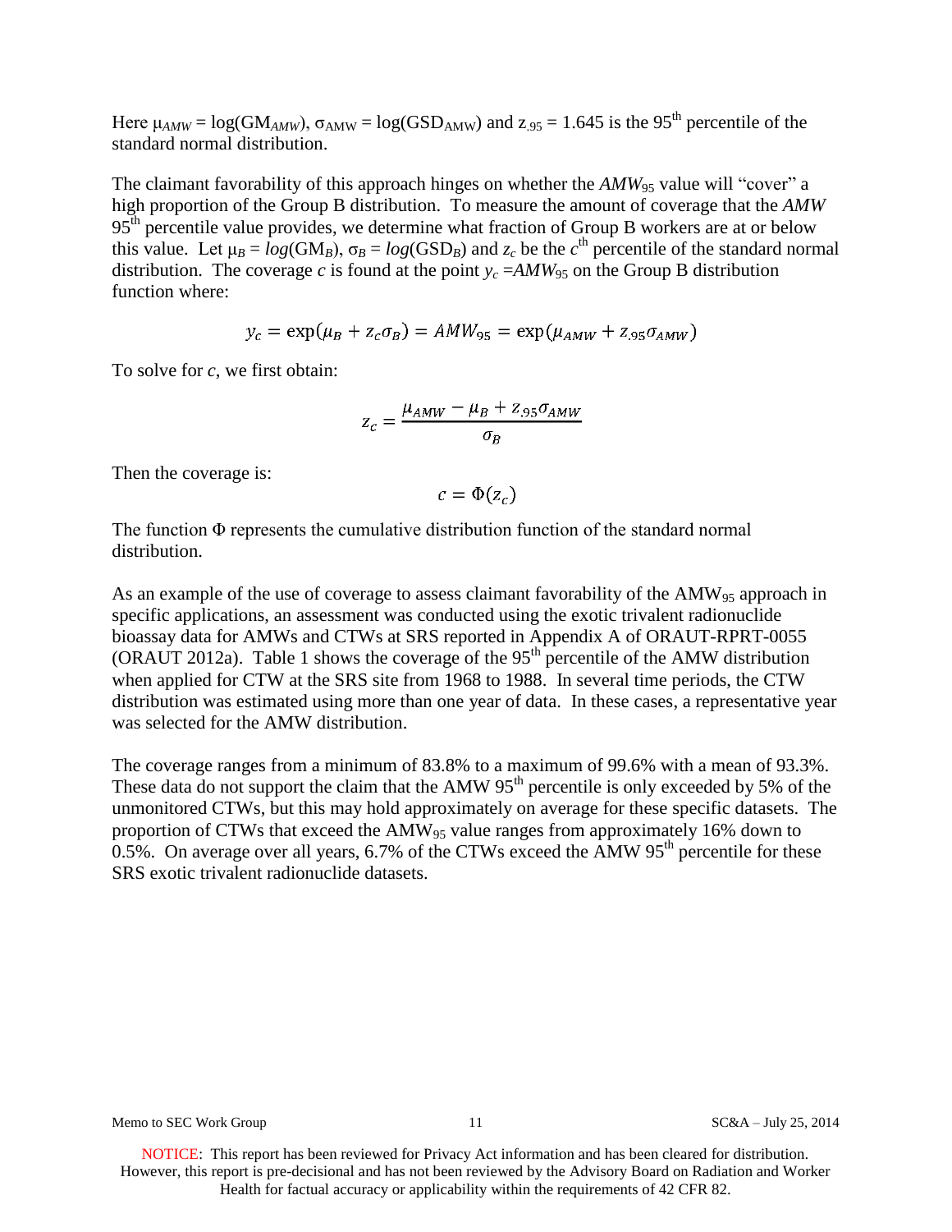Here $\mu_{AMW} = \log(GM_{AMW})$, $\sigma_{AMW} = \log(GSD_{AMW})$ and $z_{.95} = 1.645$ is the 95th percentile of the standard normal distribution.

The claimant favorability of this approach hinges on whether the $AMW_{95}$ value will "cover" a high proportion of the Group B distribution. To measure the amount of coverage that the *AMW* 95th percentile value provides, we determine what fraction of Group B workers are at or below this value. Let $\mu_B = \log(GM_B)$, $\sigma_B = \log(GSD_B)$ and $z_c$ be the $c$th percentile of the standard normal distribution. The coverage $c$ is found at the point $y_c = AMW_{95}$ on the Group B distribution function where:

$$y_c = \exp(\mu_B + z_c\sigma_B) = AMW_{95} = \exp(\mu_{AMW} + z_{.95}\sigma_{AMW})$$

To solve for $c$, we first obtain:

$$z_c = \frac{\mu_{AMW} - \mu_B + z_{.95}\sigma_{AMW}}{\sigma_B}$$

Then the coverage is:

$$c = \Phi(z_c)$$

The function $\Phi$ represents the cumulative distribution function of the standard normal distribution.

As an example of the use of coverage to assess claimant favorability of the $AMW_{95}$ approach in specific applications, an assessment was conducted using the exotic trivalent radionuclide bioassay data for AMWs and CTWs at SRS reported in Appendix A of ORAUT-RPRT-0055 (ORAUT 2012a). Table 1 shows the coverage of the 95th percentile of the AMW distribution when applied for CTW at the SRS site from 1968 to 1988. In several time periods, the CTW distribution was estimated using more than one year of data. In these cases, a representative year was selected for the AMW distribution.

The coverage ranges from a minimum of 83.8% to a maximum of 99.6% with a mean of 93.3%. These data do not support the claim that the AMW 95th percentile is only exceeded by 5% of the unmonitored CTWs, but this may hold approximately on average for these specific datasets. The proportion of CTWs that exceed the $AMW_{95}$ value ranges from approximately 16% down to 0.5%. On average over all years, 6.7% of the CTWs exceed the AMW 95th percentile for these SRS exotic trivalent radionuclide datasets.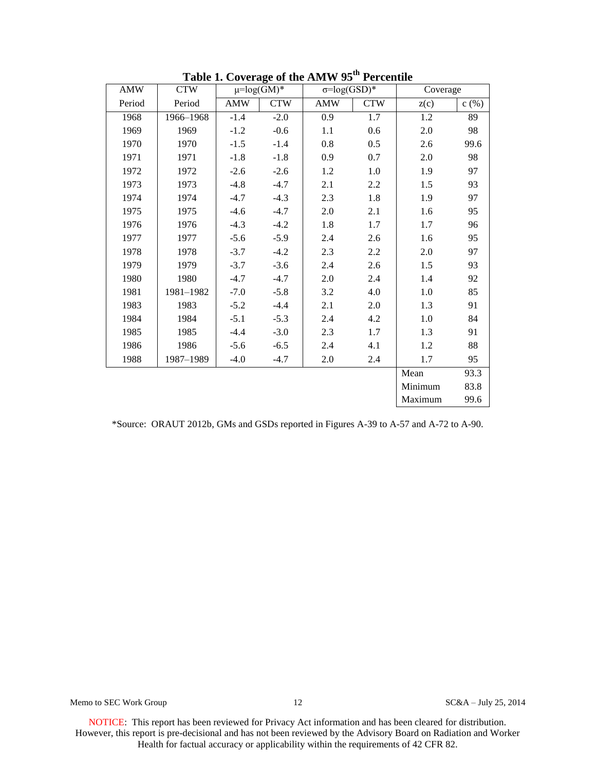**Table 1. Coverage of the AMW 95th Percentile**

| AMW | CTW | $\mu$=log(GM)* | | $\sigma$=log(GSD)* | | Coverage | |
|---|---|---|---|---|---|---|---|
| Period | Period | AMW | CTW | AMW | CTW | z(c) | c (%) |
| 1968 | 1966–1968 | -1.4 | -2.0 | 0.9 | 1.7 | 1.2 | 89 |
| 1969 | 1969 | -1.2 | -0.6 | 1.1 | 0.6 | 2.0 | 98 |
| 1970 | 1970 | -1.5 | -1.4 | 0.8 | 0.5 | 2.6 | 99.6 |
| 1971 | 1971 | -1.8 | -1.8 | 0.9 | 0.7 | 2.0 | 98 |
| 1972 | 1972 | -2.6 | -2.6 | 1.2 | 1.0 | 1.9 | 97 |
| 1973 | 1973 | -4.8 | -4.7 | 2.1 | 2.2 | 1.5 | 93 |
| 1974 | 1974 | -4.7 | -4.3 | 2.3 | 1.8 | 1.9 | 97 |
| 1975 | 1975 | -4.6 | -4.7 | 2.0 | 2.1 | 1.6 | 95 |
| 1976 | 1976 | -4.3 | -4.2 | 1.8 | 1.7 | 1.7 | 96 |
| 1977 | 1977 | -5.6 | -5.9 | 2.4 | 2.6 | 1.6 | 95 |
| 1978 | 1978 | -3.7 | -4.2 | 2.3 | 2.2 | 2.0 | 97 |
| 1979 | 1979 | -3.7 | -3.6 | 2.4 | 2.6 | 1.5 | 93 |
| 1980 | 1980 | -4.7 | -4.7 | 2.0 | 2.4 | 1.4 | 92 |
| 1981 | 1981–1982 | -7.0 | -5.8 | 3.2 | 4.0 | 1.0 | 85 |
| 1983 | 1983 | -5.2 | -4.4 | 2.1 | 2.0 | 1.3 | 91 |
| 1984 | 1984 | -5.1 | -5.3 | 2.4 | 4.2 | 1.0 | 84 |
| 1985 | 1985 | -4.4 | -3.0 | 2.3 | 1.7 | 1.3 | 91 |
| 1986 | 1986 | -5.6 | -6.5 | 2.4 | 4.1 | 1.2 | 88 |
| 1988 | 1987–1989 | -4.0 | -4.7 | 2.0 | 2.4 | 1.7 | 95 |
| | | | | | | Mean | 93.3 |
| | | | | | | Minimum | 83.8 |
| | | | | | | Maximum | 99.6 |

*Source: ORAUT 2012b, GMs and GSDs reported in Figures A-39 to A-57 and A-72 to A-90.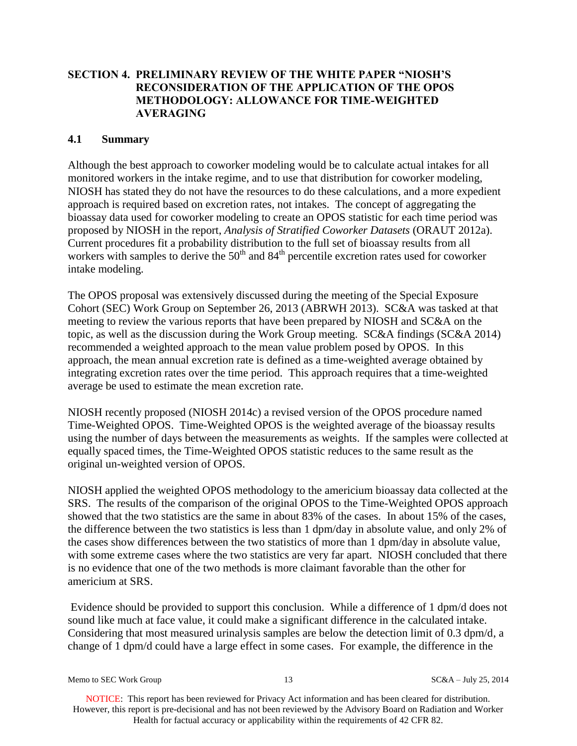## SECTION 4. PRELIMINARY REVIEW OF THE WHITE PAPER "NIOSH'S RECONSIDERATION OF THE APPLICATION OF THE OPOS METHODOLOGY: ALLOWANCE FOR TIME-WEIGHTED AVERAGING

### 4.1 Summary

Although the best approach to coworker modeling would be to calculate actual intakes for all monitored workers in the intake regime, and to use that distribution for coworker modeling, NIOSH has stated they do not have the resources to do these calculations, and a more expedient approach is required based on excretion rates, not intakes. The concept of aggregating the bioassay data used for coworker modeling to create an OPOS statistic for each time period was proposed by NIOSH in the report, *Analysis of Stratified Coworker Datasets* (ORAUT 2012a). Current procedures fit a probability distribution to the full set of bioassay results from all workers with samples to derive the 50th and 84th percentile excretion rates used for coworker intake modeling.

The OPOS proposal was extensively discussed during the meeting of the Special Exposure Cohort (SEC) Work Group on September 26, 2013 (ABRWH 2013). SC&A was tasked at that meeting to review the various reports that have been prepared by NIOSH and SC&A on the topic, as well as the discussion during the Work Group meeting. SC&A findings (SC&A 2014) recommended a weighted approach to the mean value problem posed by OPOS. In this approach, the mean annual excretion rate is defined as a time-weighted average obtained by integrating excretion rates over the time period. This approach requires that a time-weighted average be used to estimate the mean excretion rate.

NIOSH recently proposed (NIOSH 2014c) a revised version of the OPOS procedure named Time-Weighted OPOS. Time-Weighted OPOS is the weighted average of the bioassay results using the number of days between the measurements as weights. If the samples were collected at equally spaced times, the Time-Weighted OPOS statistic reduces to the same result as the original un-weighted version of OPOS.

NIOSH applied the weighted OPOS methodology to the americium bioassay data collected at the SRS. The results of the comparison of the original OPOS to the Time-Weighted OPOS approach showed that the two statistics are the same in about 83% of the cases. In about 15% of the cases, the difference between the two statistics is less than 1 dpm/day in absolute value, and only 2% of the cases show differences between the two statistics of more than 1 dpm/day in absolute value, with some extreme cases where the two statistics are very far apart. NIOSH concluded that there is no evidence that one of the two methods is more claimant favorable than the other for americium at SRS.

Evidence should be provided to support this conclusion. While a difference of 1 dpm/d does not sound like much at face value, it could make a significant difference in the calculated intake. Considering that most measured urinalysis samples are below the detection limit of 0.3 dpm/d, a change of 1 dpm/d could have a large effect in some cases. For example, the difference in the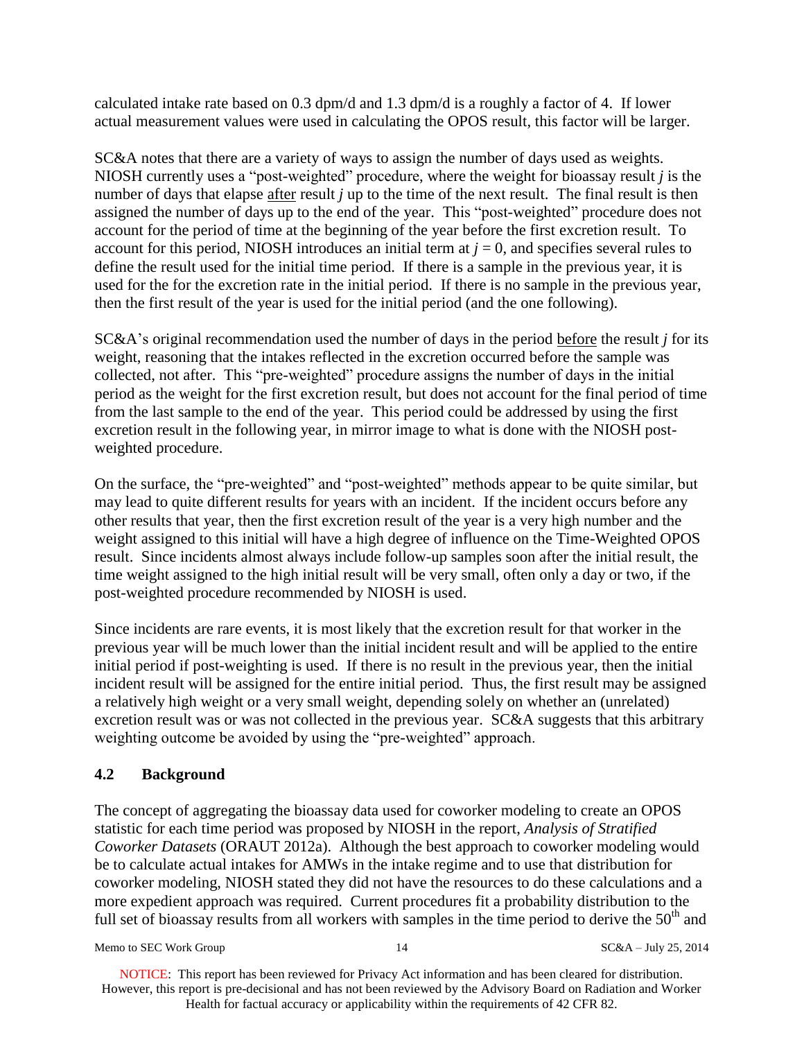calculated intake rate based on 0.3 dpm/d and 1.3 dpm/d is a roughly a factor of 4. If lower actual measurement values were used in calculating the OPOS result, this factor will be larger.

SC&A notes that there are a variety of ways to assign the number of days used as weights. NIOSH currently uses a "post-weighted" procedure, where the weight for bioassay result $j$ is the number of days that elapse after result $j$ up to the time of the next result. The final result is then assigned the number of days up to the end of the year. This "post-weighted" procedure does not account for the period of time at the beginning of the year before the first excretion result. To account for this period, NIOSH introduces an initial term at $j = 0$, and specifies several rules to define the result used for the initial time period. If there is a sample in the previous year, it is used for the for the excretion rate in the initial period. If there is no sample in the previous year, then the first result of the year is used for the initial period (and the one following).

SC&A's original recommendation used the number of days in the period before the result $j$ for its weight, reasoning that the intakes reflected in the excretion occurred before the sample was collected, not after. This "pre-weighted" procedure assigns the number of days in the initial period as the weight for the first excretion result, but does not account for the final period of time from the last sample to the end of the year. This period could be addressed by using the first excretion result in the following year, in mirror image to what is done with the NIOSH post-weighted procedure.

On the surface, the "pre-weighted" and "post-weighted" methods appear to be quite similar, but may lead to quite different results for years with an incident. If the incident occurs before any other results that year, then the first excretion result of the year is a very high number and the weight assigned to this initial will have a high degree of influence on the Time-Weighted OPOS result. Since incidents almost always include follow-up samples soon after the initial result, the time weight assigned to the high initial result will be very small, often only a day or two, if the post-weighted procedure recommended by NIOSH is used.

Since incidents are rare events, it is most likely that the excretion result for that worker in the previous year will be much lower than the initial incident result and will be applied to the entire initial period if post-weighting is used. If there is no result in the previous year, then the initial incident result will be assigned for the entire initial period. Thus, the first result may be assigned a relatively high weight or a very small weight, depending solely on whether an (unrelated) excretion result was or was not collected in the previous year. SC&A suggests that this arbitrary weighting outcome be avoided by using the "pre-weighted" approach.

## 4.2 Background

The concept of aggregating the bioassay data used for coworker modeling to create an OPOS statistic for each time period was proposed by NIOSH in the report, *Analysis of Stratified Coworker Datasets* (ORAUT 2012a). Although the best approach to coworker modeling would be to calculate actual intakes for AMWs in the intake regime and to use that distribution for coworker modeling, NIOSH stated they did not have the resources to do these calculations and a more expedient approach was required. Current procedures fit a probability distribution to the full set of bioassay results from all workers with samples in the time period to derive the 50th and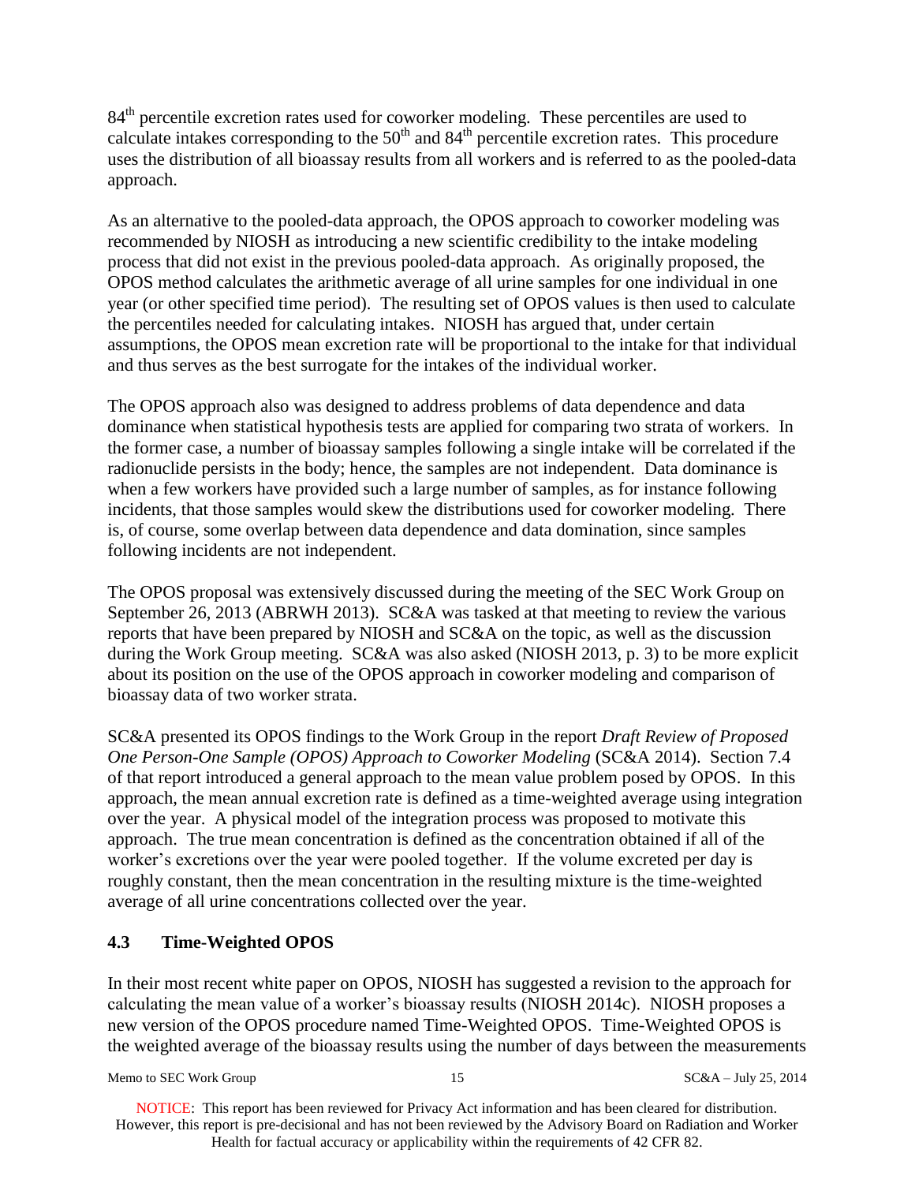84th percentile excretion rates used for coworker modeling. These percentiles are used to calculate intakes corresponding to the 50th and 84th percentile excretion rates. This procedure uses the distribution of all bioassay results from all workers and is referred to as the pooled-data approach.

As an alternative to the pooled-data approach, the OPOS approach to coworker modeling was recommended by NIOSH as introducing a new scientific credibility to the intake modeling process that did not exist in the previous pooled-data approach. As originally proposed, the OPOS method calculates the arithmetic average of all urine samples for one individual in one year (or other specified time period). The resulting set of OPOS values is then used to calculate the percentiles needed for calculating intakes. NIOSH has argued that, under certain assumptions, the OPOS mean excretion rate will be proportional to the intake for that individual and thus serves as the best surrogate for the intakes of the individual worker.

The OPOS approach also was designed to address problems of data dependence and data dominance when statistical hypothesis tests are applied for comparing two strata of workers. In the former case, a number of bioassay samples following a single intake will be correlated if the radionuclide persists in the body; hence, the samples are not independent. Data dominance is when a few workers have provided such a large number of samples, as for instance following incidents, that those samples would skew the distributions used for coworker modeling. There is, of course, some overlap between data dependence and data domination, since samples following incidents are not independent.

The OPOS proposal was extensively discussed during the meeting of the SEC Work Group on September 26, 2013 (ABRWH 2013). SC&A was tasked at that meeting to review the various reports that have been prepared by NIOSH and SC&A on the topic, as well as the discussion during the Work Group meeting. SC&A was also asked (NIOSH 2013, p. 3) to be more explicit about its position on the use of the OPOS approach in coworker modeling and comparison of bioassay data of two worker strata.

SC&A presented its OPOS findings to the Work Group in the report *Draft Review of Proposed One Person-One Sample (OPOS) Approach to Coworker Modeling* (SC&A 2014). Section 7.4 of that report introduced a general approach to the mean value problem posed by OPOS. In this approach, the mean annual excretion rate is defined as a time-weighted average using integration over the year. A physical model of the integration process was proposed to motivate this approach. The true mean concentration is defined as the concentration obtained if all of the worker's excretions over the year were pooled together. If the volume excreted per day is roughly constant, then the mean concentration in the resulting mixture is the time-weighted average of all urine concentrations collected over the year.

### 4.3 Time-Weighted OPOS

In their most recent white paper on OPOS, NIOSH has suggested a revision to the approach for calculating the mean value of a worker's bioassay results (NIOSH 2014c). NIOSH proposes a new version of the OPOS procedure named Time-Weighted OPOS. Time-Weighted OPOS is the weighted average of the bioassay results using the number of days between the measurements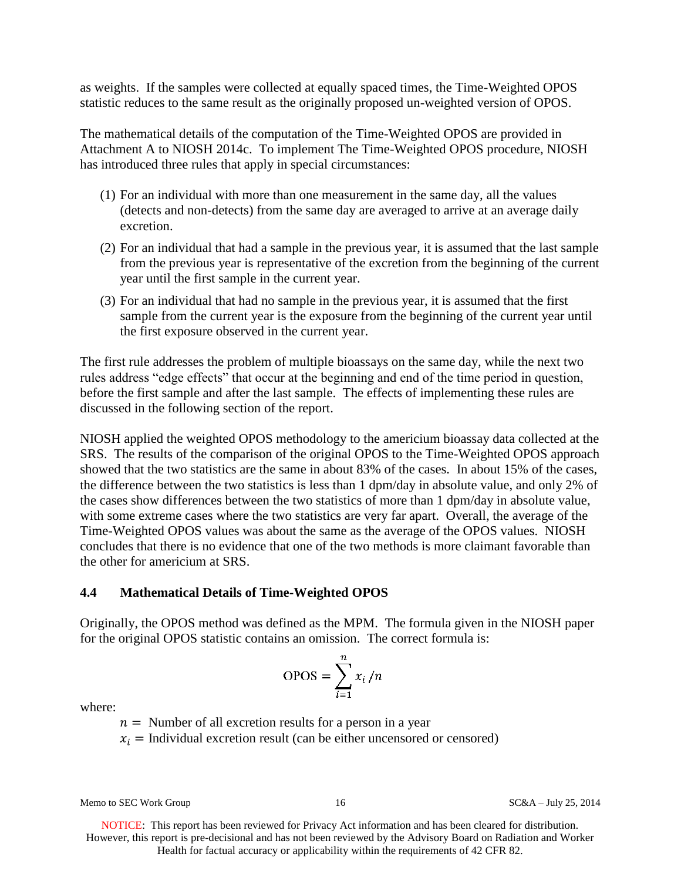as weights. If the samples were collected at equally spaced times, the Time-Weighted OPOS statistic reduces to the same result as the originally proposed un-weighted version of OPOS.

The mathematical details of the computation of the Time-Weighted OPOS are provided in Attachment A to NIOSH 2014c. To implement The Time-Weighted OPOS procedure, NIOSH has introduced three rules that apply in special circumstances:

(1) For an individual with more than one measurement in the same day, all the values (detects and non-detects) from the same day are averaged to arrive at an average daily excretion.

(2) For an individual that had a sample in the previous year, it is assumed that the last sample from the previous year is representative of the excretion from the beginning of the current year until the first sample in the current year.

(3) For an individual that had no sample in the previous year, it is assumed that the first sample from the current year is the exposure from the beginning of the current year until the first exposure observed in the current year.

The first rule addresses the problem of multiple bioassays on the same day, while the next two rules address "edge effects" that occur at the beginning and end of the time period in question, before the first sample and after the last sample. The effects of implementing these rules are discussed in the following section of the report.

NIOSH applied the weighted OPOS methodology to the americium bioassay data collected at the SRS. The results of the comparison of the original OPOS to the Time-Weighted OPOS approach showed that the two statistics are the same in about 83% of the cases. In about 15% of the cases, the difference between the two statistics is less than 1 dpm/day in absolute value, and only 2% of the cases show differences between the two statistics of more than 1 dpm/day in absolute value, with some extreme cases where the two statistics are very far apart. Overall, the average of the Time-Weighted OPOS values was about the same as the average of the OPOS values. NIOSH concludes that there is no evidence that one of the two methods is more claimant favorable than the other for americium at SRS.

### 4.4 Mathematical Details of Time-Weighted OPOS

Originally, the OPOS method was defined as the MPM. The formula given in the NIOSH paper for the original OPOS statistic contains an omission. The correct formula is:

$$\text{OPOS} = \sum_{i=1}^{n} x_i / n$$

where:

$n =$ Number of all excretion results for a person in a year
$x_i =$ Individual excretion result (can be either uncensored or censored)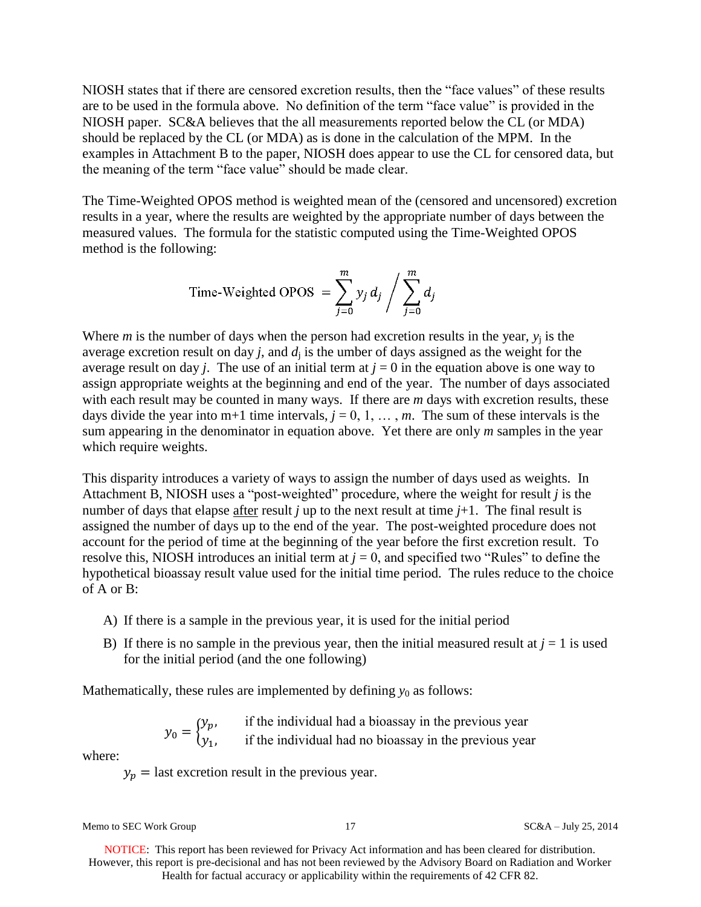NIOSH states that if there are censored excretion results, then the "face values" of these results are to be used in the formula above. No definition of the term "face value" is provided in the NIOSH paper. SC&A believes that the all measurements reported below the CL (or MDA) should be replaced by the CL (or MDA) as is done in the calculation of the MPM. In the examples in Attachment B to the paper, NIOSH does appear to use the CL for censored data, but the meaning of the term "face value" should be made clear.

The Time-Weighted OPOS method is weighted mean of the (censored and uncensored) excretion results in a year, where the results are weighted by the appropriate number of days between the measured values. The formula for the statistic computed using the Time-Weighted OPOS method is the following:

$$\text{Time-Weighted OPOS} = \sum_{j=0}^{m} y_j\, d_j \Bigg/ \sum_{j=0}^{m} d_j$$

Where $m$ is the number of days when the person had excretion results in the year, $y_j$ is the average excretion result on day $j$, and $d_j$ is the umber of days assigned as the weight for the average result on day $j$. The use of an initial term at $j = 0$ in the equation above is one way to assign appropriate weights at the beginning and end of the year. The number of days associated with each result may be counted in many ways. If there are $m$ days with excretion results, these days divide the year into m+1 time intervals, $j = 0, 1, \dots, m$. The sum of these intervals is the sum appearing in the denominator in equation above. Yet there are only $m$ samples in the year which require weights.

This disparity introduces a variety of ways to assign the number of days used as weights. In Attachment B, NIOSH uses a "post-weighted" procedure, where the weight for result $j$ is the number of days that elapse <u>after</u> result $j$ up to the next result at time $j$+1. The final result is assigned the number of days up to the end of the year. The post-weighted procedure does not account for the period of time at the beginning of the year before the first excretion result. To resolve this, NIOSH introduces an initial term at $j = 0$, and specified two "Rules" to define the hypothetical bioassay result value used for the initial time period. The rules reduce to the choice of A or B:

A) If there is a sample in the previous year, it is used for the initial period

B) If there is no sample in the previous year, then the initial measured result at $j = 1$ is used for the initial period (and the one following)

Mathematically, these rules are implemented by defining $y_0$ as follows:

$$y_0 = \begin{cases} y_p, & \text{if the individual had a bioassay in the previous year} \\ y_1, & \text{if the individual had no bioassay in the previous year} \end{cases}$$

where:

$y_p =$ last excretion result in the previous year.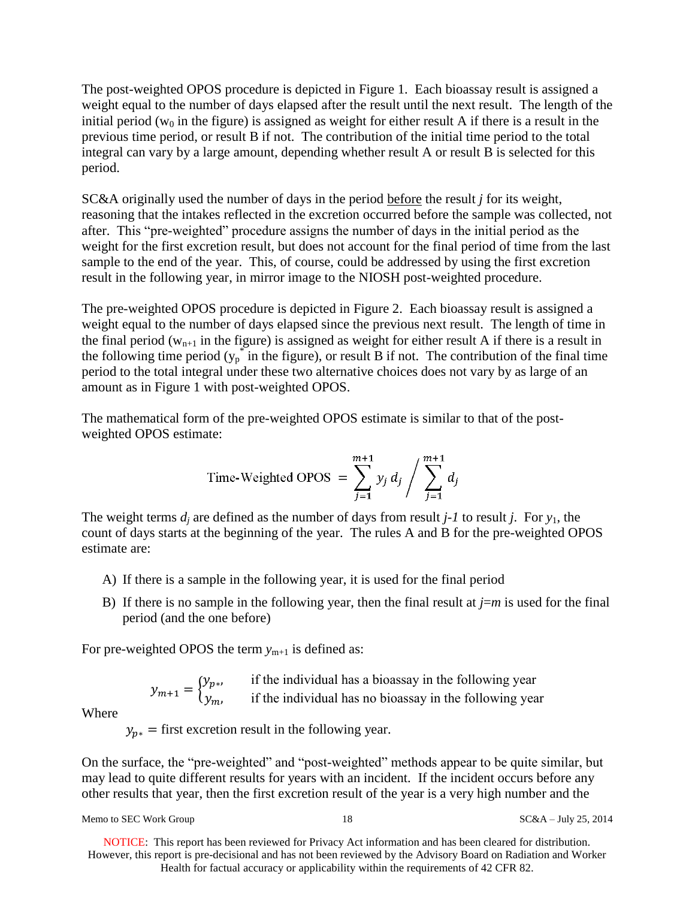The post-weighted OPOS procedure is depicted in Figure 1. Each bioassay result is assigned a weight equal to the number of days elapsed after the result until the next result. The length of the initial period ($w_0$ in the figure) is assigned as weight for either result A if there is a result in the previous time period, or result B if not. The contribution of the initial time period to the total integral can vary by a large amount, depending whether result A or result B is selected for this period.

SC&A originally used the number of days in the period before the result *j* for its weight, reasoning that the intakes reflected in the excretion occurred before the sample was collected, not after. This "pre-weighted" procedure assigns the number of days in the initial period as the weight for the first excretion result, but does not account for the final period of time from the last sample to the end of the year. This, of course, could be addressed by using the first excretion result in the following year, in mirror image to the NIOSH post-weighted procedure.

The pre-weighted OPOS procedure is depicted in Figure 2. Each bioassay result is assigned a weight equal to the number of days elapsed since the previous next result. The length of time in the final period ($w_{n+1}$ in the figure) is assigned as weight for either result A if there is a result in the following time period ($y_p^*$ in the figure), or result B if not. The contribution of the final time period to the total integral under these two alternative choices does not vary by as large of an amount as in Figure 1 with post-weighted OPOS.

The mathematical form of the pre-weighted OPOS estimate is similar to that of the post-weighted OPOS estimate:

$$\text{Time-Weighted OPOS} = \sum_{j=1}^{m+1} y_j \, d_j \Big/ \sum_{j=1}^{m+1} d_j$$

The weight terms $d_j$ are defined as the number of days from result *j-1* to result *j*. For $y_1$, the count of days starts at the beginning of the year. The rules A and B for the pre-weighted OPOS estimate are:

A) If there is a sample in the following year, it is used for the final period

B) If there is no sample in the following year, then the final result at *j*=*m* is used for the final period (and the one before)

For pre-weighted OPOS the term $y_{m+1}$ is defined as:

$$y_{m+1} = \begin{cases} y_{p*}, & \text{if the individual has a bioassay in the following year} \\ y_m, & \text{if the individual has no bioassay in the following year} \end{cases}$$

Where

$y_{p*}$ = first excretion result in the following year.

On the surface, the "pre-weighted" and "post-weighted" methods appear to be quite similar, but may lead to quite different results for years with an incident. If the incident occurs before any other results that year, then the first excretion result of the year is a very high number and the

NOTICE: This report has been reviewed for Privacy Act information and has been cleared for distribution. However, this report is pre-decisional and has not been reviewed by the Advisory Board on Radiation and Worker Health for factual accuracy or applicability within the requirements of 42 CFR 82.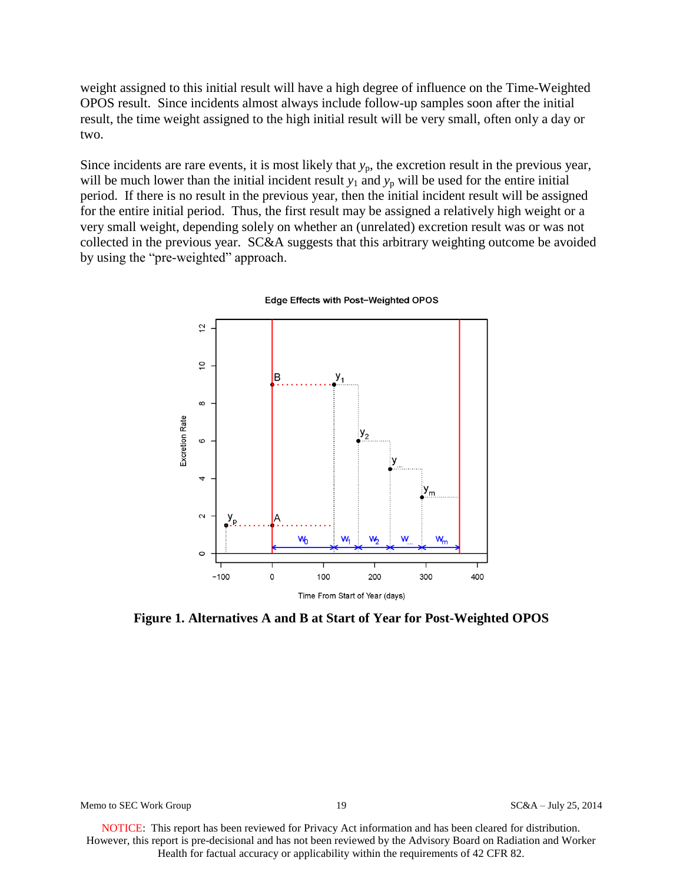weight assigned to this initial result will have a high degree of influence on the Time-Weighted OPOS result. Since incidents almost always include follow-up samples soon after the initial result, the time weight assigned to the high initial result will be very small, often only a day or two.

Since incidents are rare events, it is most likely that $y_p$, the excretion result in the previous year, will be much lower than the initial incident result $y_1$ and $y_p$ will be used for the entire initial period. If there is no result in the previous year, then the initial incident result will be assigned for the entire initial period. Thus, the first result may be assigned a relatively high weight or a very small weight, depending solely on whether an (unrelated) excretion result was or was not collected in the previous year. SC&A suggests that this arbitrary weighting outcome be avoided by using the "pre-weighted" approach.

**Figure 1. Alternatives A and B at Start of Year for Post-Weighted OPOS**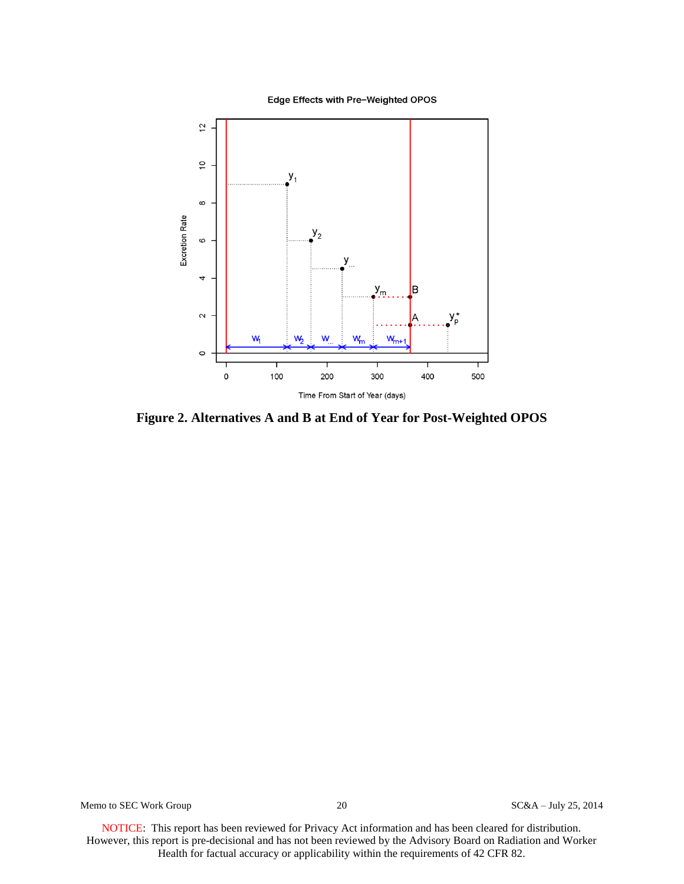**Figure 2. Alternatives A and B at End of Year for Post-Weighted OPOS**

NOTICE: This report has been reviewed for Privacy Act information and has been cleared for distribution. However, this report is pre-decisional and has not been reviewed by the Advisory Board on Radiation and Worker Health for factual accuracy or applicability within the requirements of 42 CFR 82.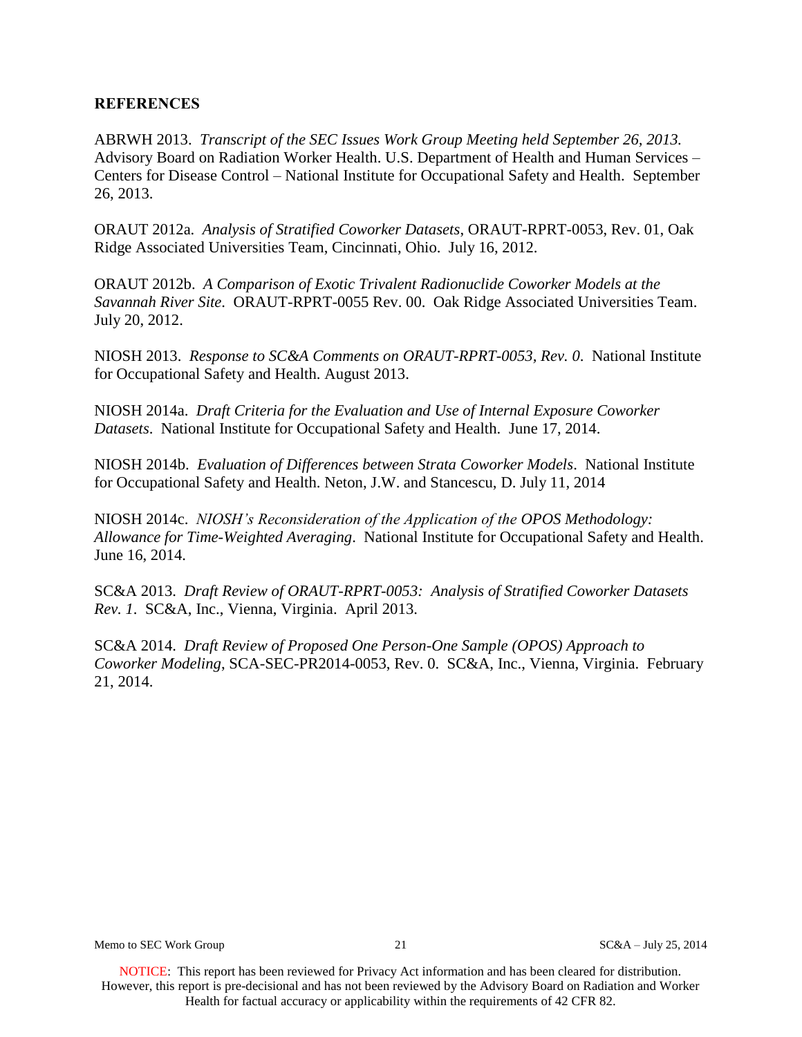## REFERENCES

ABRWH 2013. *Transcript of the SEC Issues Work Group Meeting held September 26, 2013.* Advisory Board on Radiation Worker Health. U.S. Department of Health and Human Services – Centers for Disease Control – National Institute for Occupational Safety and Health. September 26, 2013.

ORAUT 2012a. *Analysis of Stratified Coworker Datasets*, ORAUT-RPRT-0053, Rev. 01, Oak Ridge Associated Universities Team, Cincinnati, Ohio. July 16, 2012.

ORAUT 2012b. *A Comparison of Exotic Trivalent Radionuclide Coworker Models at the Savannah River Site*. ORAUT-RPRT-0055 Rev. 00. Oak Ridge Associated Universities Team. July 20, 2012.

NIOSH 2013. *Response to SC&A Comments on ORAUT-RPRT-0053, Rev. 0*. National Institute for Occupational Safety and Health. August 2013.

NIOSH 2014a. *Draft Criteria for the Evaluation and Use of Internal Exposure Coworker Datasets*. National Institute for Occupational Safety and Health. June 17, 2014.

NIOSH 2014b. *Evaluation of Differences between Strata Coworker Models*. National Institute for Occupational Safety and Health. Neton, J.W. and Stancescu, D. July 11, 2014

NIOSH 2014c. *NIOSH's Reconsideration of the Application of the OPOS Methodology: Allowance for Time-Weighted Averaging*. National Institute for Occupational Safety and Health. June 16, 2014.

SC&A 2013. *Draft Review of ORAUT-RPRT-0053: Analysis of Stratified Coworker Datasets Rev. 1*. SC&A, Inc., Vienna, Virginia. April 2013.

SC&A 2014. *Draft Review of Proposed One Person-One Sample (OPOS) Approach to Coworker Modeling*, SCA-SEC-PR2014-0053, Rev. 0. SC&A, Inc., Vienna, Virginia. February 21, 2014.

NOTICE: This report has been reviewed for Privacy Act information and has been cleared for distribution. However, this report is pre-decisional and has not been reviewed by the Advisory Board on Radiation and Worker Health for factual accuracy or applicability within the requirements of 42 CFR 82.